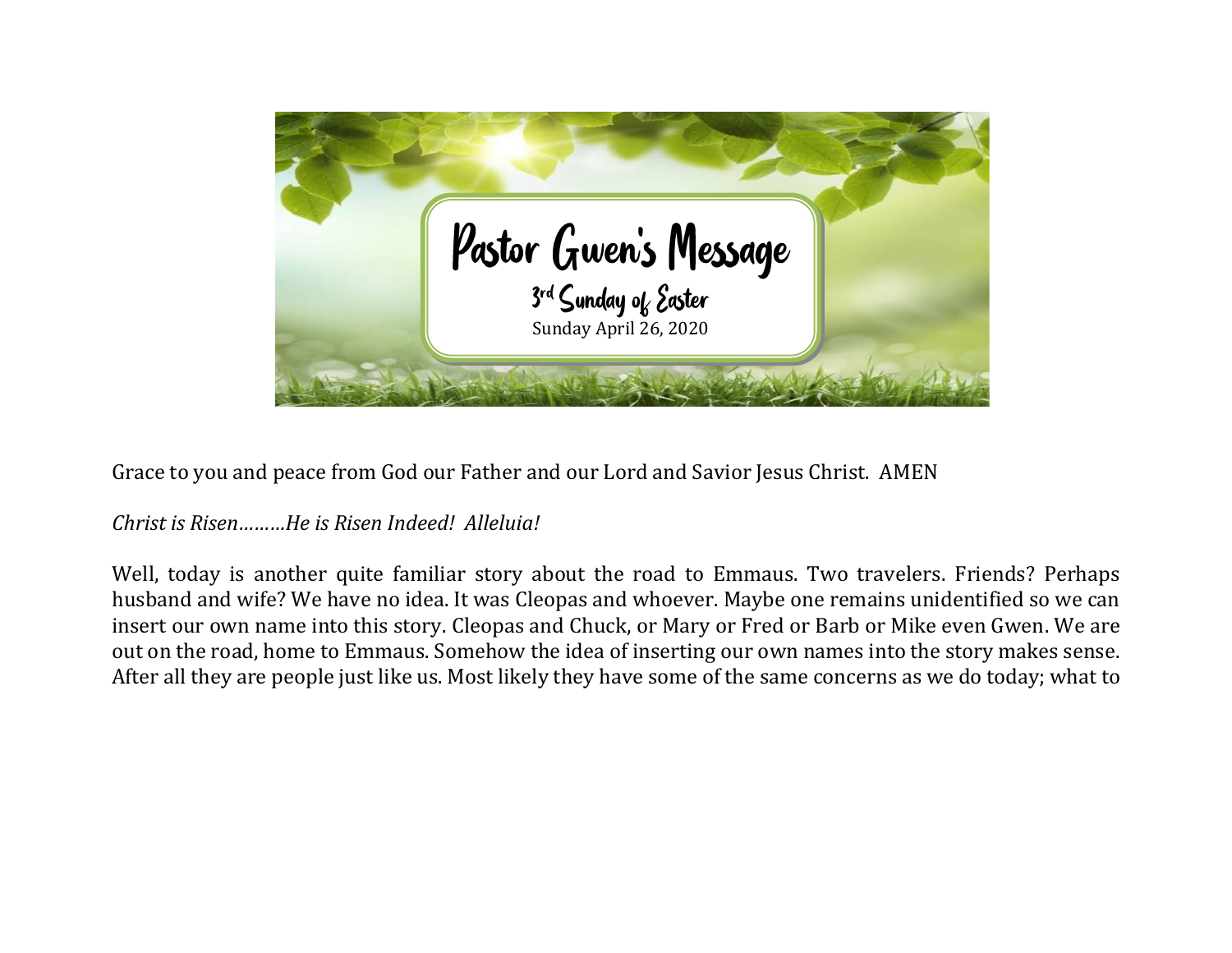# Pastor Gwen's Message

### 3rd Sunday of Easter

Sunday April 26, 2020

Grace to you and peace from God our Father and our Lord and Savior Jesus Christ. AMEN

*Christ is Risen………He is Risen Indeed! Alleluia!*

Well, today is another quite familiar story about the road to Emmaus. Two travelers. Friends? Perhaps husband and wife? We have no idea. It was Cleopas and whoever. Maybe one remains unidentified so we can insert our own name into this story. Cleopas and Chuck, or Mary or Fred or Barb or Mike even Gwen. We are out on the road, home to Emmaus. Somehow the idea of inserting our own names into the story makes sense. After all they are people just like us. Most likely they have some of the same concerns as we do today; what to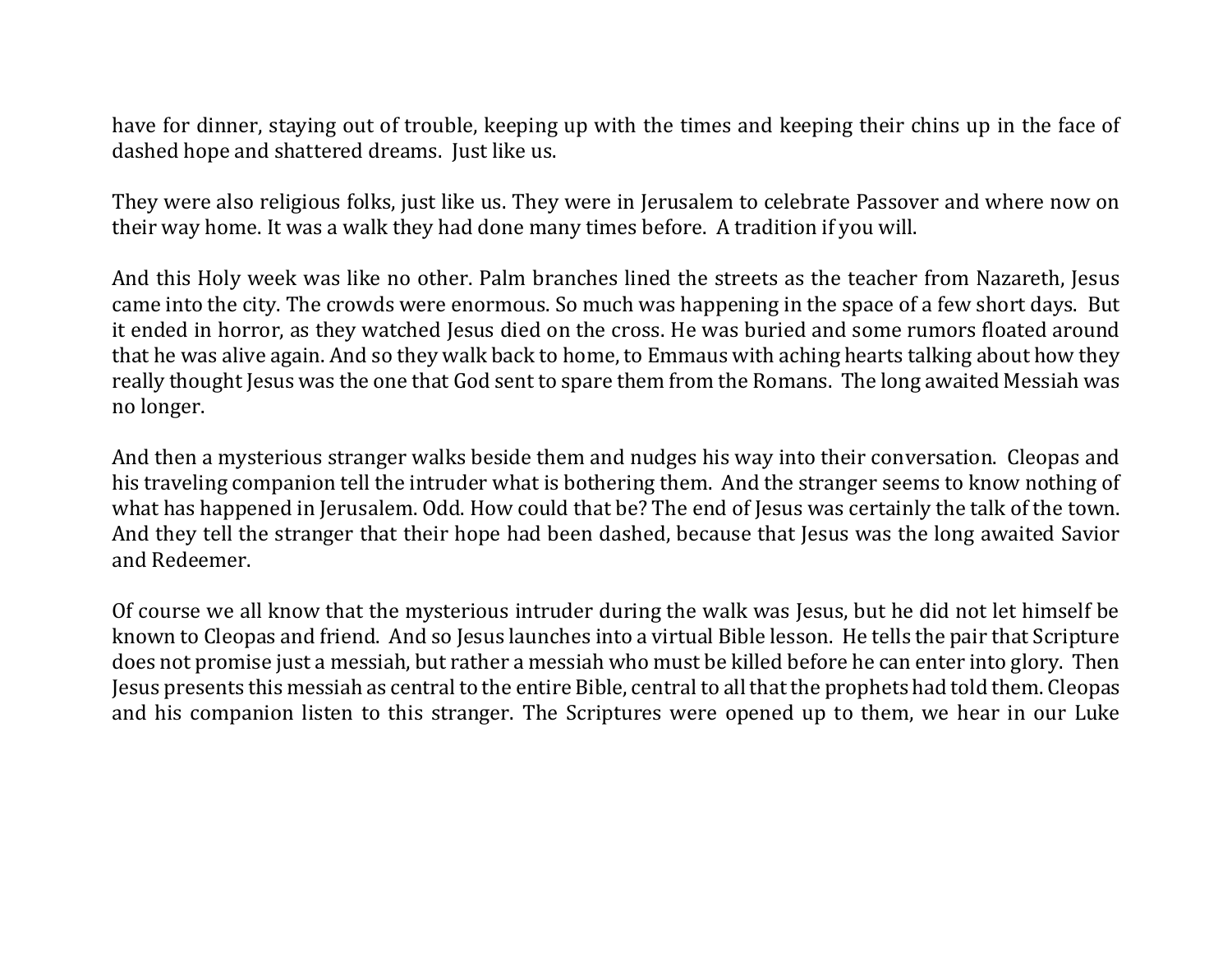have for dinner, staying out of trouble, keeping up with the times and keeping their chins up in the face of dashed hope and shattered dreams.  Just like us.

They were also religious folks, just like us. They were in Jerusalem to celebrate Passover and where now on their way home. It was a walk they had done many times before.  A tradition if you will.

And this Holy week was like no other. Palm branches lined the streets as the teacher from Nazareth, Jesus came into the city. The crowds were enormous. So much was happening in the space of a few short days.  But it ended in horror, as they watched Jesus died on the cross. He was buried and some rumors floated around that he was alive again. And so they walk back to home, to Emmaus with aching hearts talking about how they really thought Jesus was the one that God sent to spare them from the Romans.  The long awaited Messiah was no longer.

And then a mysterious stranger walks beside them and nudges his way into their conversation.  Cleopas and his traveling companion tell the intruder what is bothering them.  And the stranger seems to know nothing of what has happened in Jerusalem. Odd. How could that be? The end of Jesus was certainly the talk of the town. And they tell the stranger that their hope had been dashed, because that Jesus was the long awaited Savior and Redeemer.

Of course we all know that the mysterious intruder during the walk was Jesus, but he did not let himself be known to Cleopas and friend.  And so Jesus launches into a virtual Bible lesson.  He tells the pair that Scripture does not promise just a messiah, but rather a messiah who must be killed before he can enter into glory.  Then Jesus presents this messiah as central to the entire Bible, central to all that the prophets had told them. Cleopas and his companion listen to this stranger. The Scriptures were opened up to them, we hear in our Luke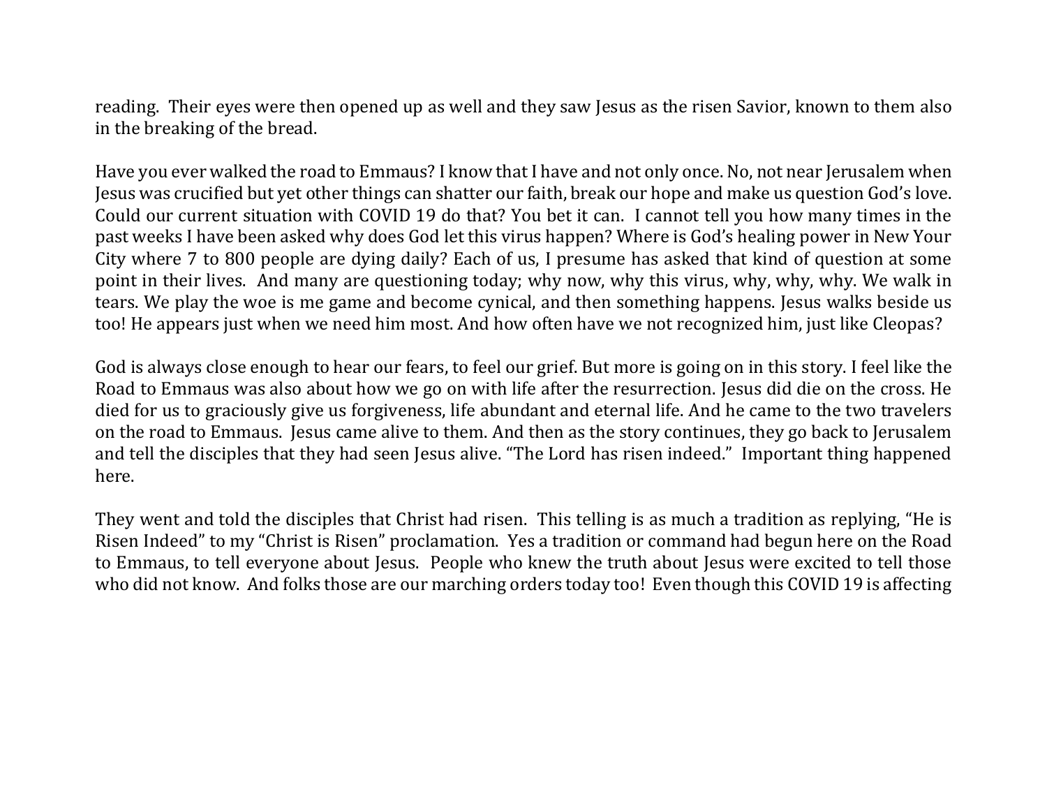reading. Their eyes were then opened up as well and they saw Jesus as the risen Savior, known to them also in the breaking of the bread.

Have you ever walked the road to Emmaus? I know that I have and not only once. No, not near Jerusalem when Jesus was crucified but yet other things can shatter our faith, break our hope and make us question God's love. Could our current situation with COVID 19 do that? You bet it can. I cannot tell you how many times in the past weeks I have been asked why does God let this virus happen? Where is God's healing power in New Your City where 7 to 800 people are dying daily? Each of us, I presume has asked that kind of question at some point in their lives. And many are questioning today; why now, why this virus, why, why, why. We walk in tears. We play the woe is me game and become cynical, and then something happens. Jesus walks beside us too! He appears just when we need him most. And how often have we not recognized him, just like Cleopas?

God is always close enough to hear our fears, to feel our grief. But more is going on in this story. I feel like the Road to Emmaus was also about how we go on with life after the resurrection. Jesus did die on the cross. He died for us to graciously give us forgiveness, life abundant and eternal life. And he came to the two travelers on the road to Emmaus. Jesus came alive to them. And then as the story continues, they go back to Jerusalem and tell the disciples that they had seen Jesus alive. "The Lord has risen indeed." Important thing happened here.

They went and told the disciples that Christ had risen. This telling is as much a tradition as replying, "He is Risen Indeed" to my "Christ is Risen" proclamation. Yes a tradition or command had begun here on the Road to Emmaus, to tell everyone about Jesus. People who knew the truth about Jesus were excited to tell those who did not know. And folks those are our marching orders today too! Even though this COVID 19 is affecting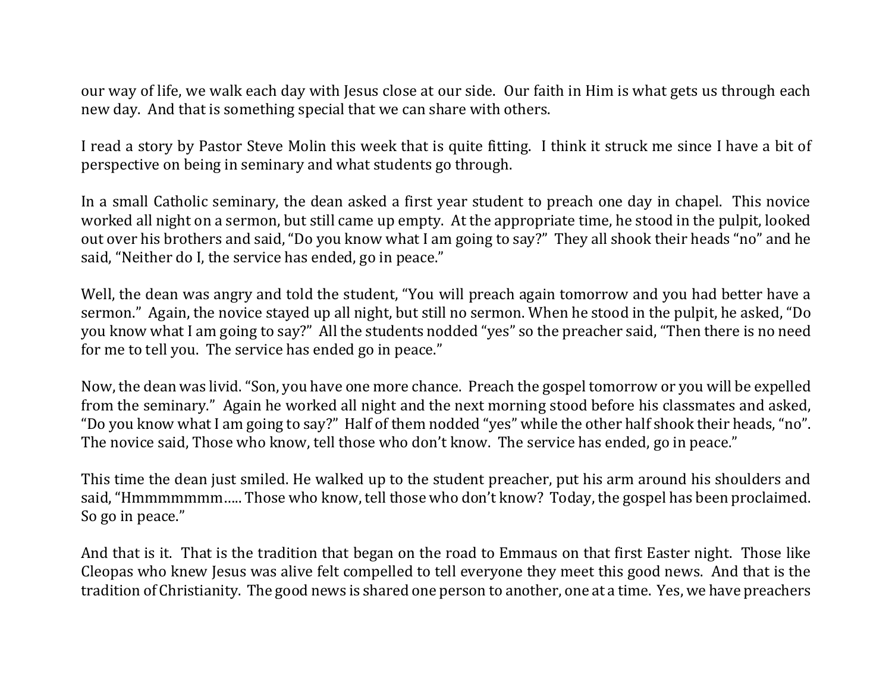our way of life, we walk each day with Jesus close at our side. Our faith in Him is what gets us through each new day. And that is something special that we can share with others.

I read a story by Pastor Steve Molin this week that is quite fitting. I think it struck me since I have a bit of perspective on being in seminary and what students go through.

In a small Catholic seminary, the dean asked a first year student to preach one day in chapel. This novice worked all night on a sermon, but still came up empty. At the appropriate time, he stood in the pulpit, looked out over his brothers and said, "Do you know what I am going to say?" They all shook their heads "no" and he said, "Neither do I, the service has ended, go in peace."

Well, the dean was angry and told the student, "You will preach again tomorrow and you had better have a sermon." Again, the novice stayed up all night, but still no sermon. When he stood in the pulpit, he asked, "Do you know what I am going to say?" All the students nodded "yes" so the preacher said, "Then there is no need for me to tell you. The service has ended go in peace."

Now, the dean was livid. "Son, you have one more chance. Preach the gospel tomorrow or you will be expelled from the seminary." Again he worked all night and the next morning stood before his classmates and asked, "Do you know what I am going to say?" Half of them nodded "yes" while the other half shook their heads, "no". The novice said, Those who know, tell those who don't know. The service has ended, go in peace."

This time the dean just smiled. He walked up to the student preacher, put his arm around his shoulders and said, "Hmmmmmmm….. Those who know, tell those who don't know? Today, the gospel has been proclaimed. So go in peace."

And that is it. That is the tradition that began on the road to Emmaus on that first Easter night. Those like Cleopas who knew Jesus was alive felt compelled to tell everyone they meet this good news. And that is the tradition of Christianity. The good news is shared one person to another, one at a time. Yes, we have preachers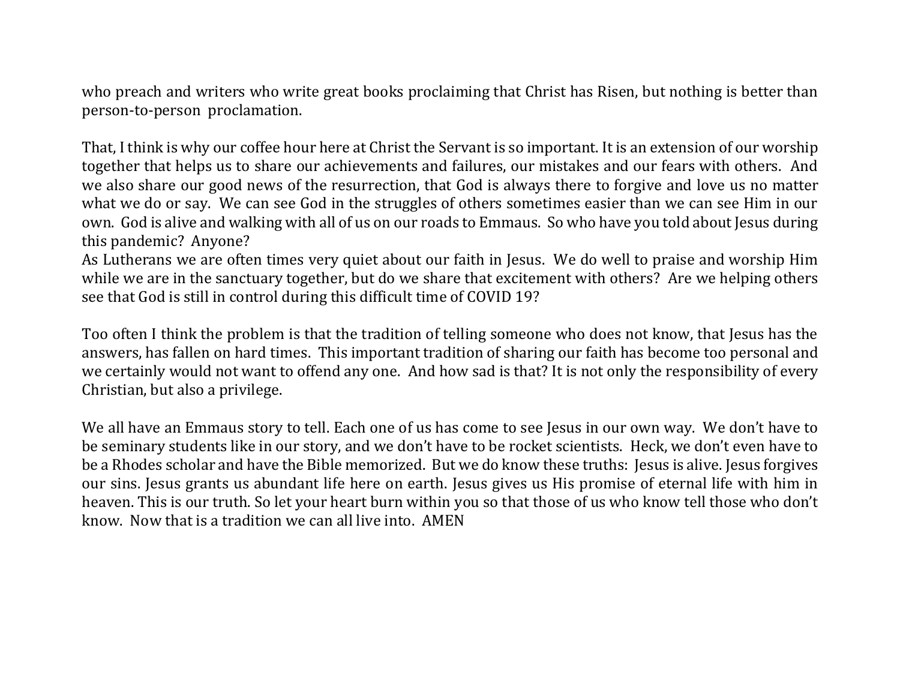who preach and writers who write great books proclaiming that Christ has Risen, but nothing is better than person-to-person proclamation.

That, I think is why our coffee hour here at Christ the Servant is so important. It is an extension of our worship together that helps us to share our achievements and failures, our mistakes and our fears with others. And we also share our good news of the resurrection, that God is always there to forgive and love us no matter what we do or say. We can see God in the struggles of others sometimes easier than we can see Him in our own. God is alive and walking with all of us on our roads to Emmaus. So who have you told about Jesus during this pandemic? Anyone?
As Lutherans we are often times very quiet about our faith in Jesus. We do well to praise and worship Him while we are in the sanctuary together, but do we share that excitement with others? Are we helping others see that God is still in control during this difficult time of COVID 19?

Too often I think the problem is that the tradition of telling someone who does not know, that Jesus has the answers, has fallen on hard times. This important tradition of sharing our faith has become too personal and we certainly would not want to offend any one. And how sad is that? It is not only the responsibility of every Christian, but also a privilege.

We all have an Emmaus story to tell. Each one of us has come to see Jesus in our own way. We don't have to be seminary students like in our story, and we don't have to be rocket scientists. Heck, we don't even have to be a Rhodes scholar and have the Bible memorized. But we do know these truths: Jesus is alive. Jesus forgives our sins. Jesus grants us abundant life here on earth. Jesus gives us His promise of eternal life with him in heaven. This is our truth. So let your heart burn within you so that those of us who know tell those who don't know. Now that is a tradition we can all live into. AMEN